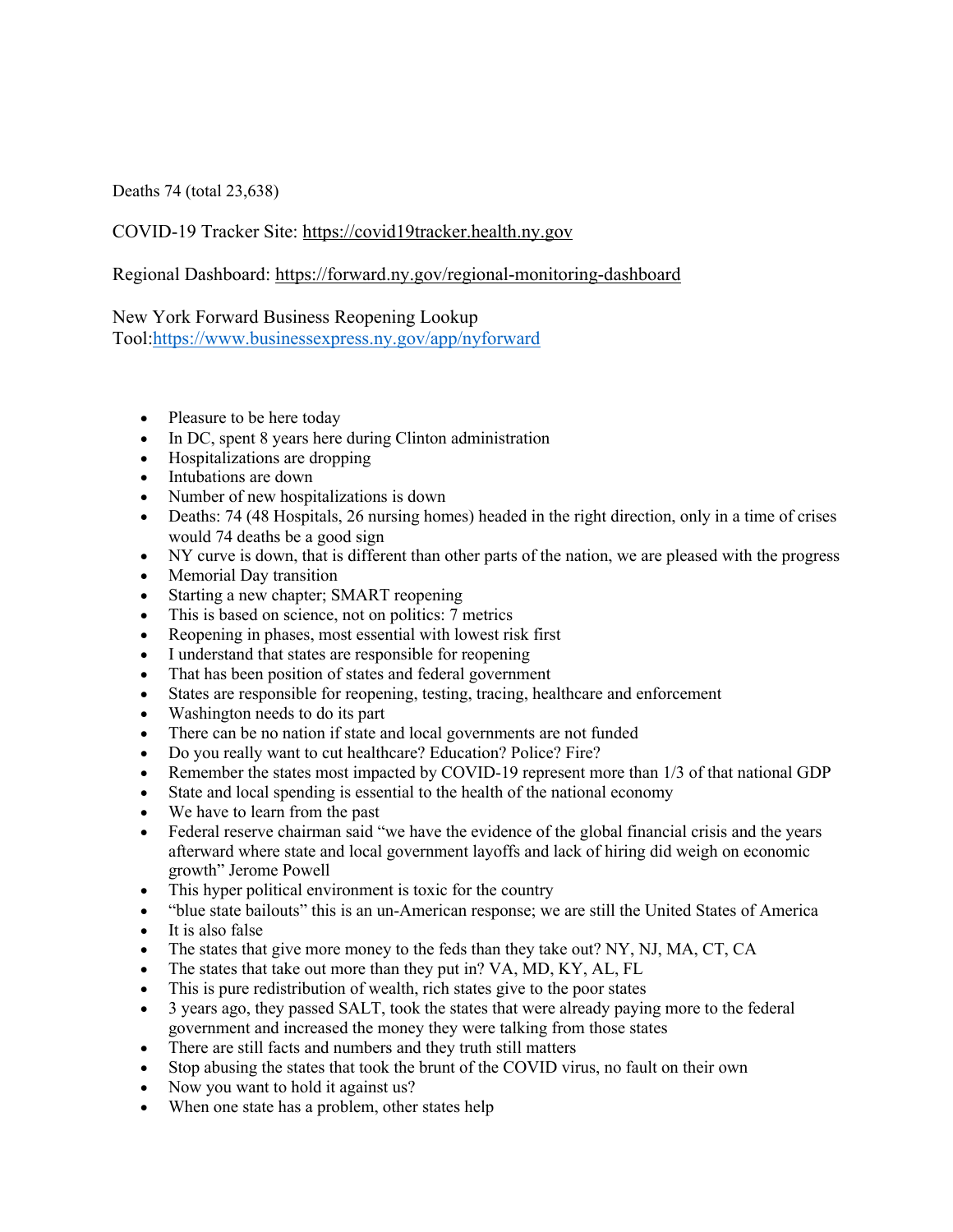Deaths 74 (total 23,638)

COVID-19 Tracker Site: https://covid19tracker.health.ny.gov

Regional Dashboard: https://forward.ny.gov/regional-monitoring-dashboard

New York Forward Business Reopening Lookup Tool:https://www.businessexpress.ny.gov/app/nyforward

- Pleasure to be here today
- In DC, spent 8 years here during Clinton administration
- Hospitalizations are dropping
- Intubations are down
- Number of new hospitalizations is down
- Deaths: 74 (48 Hospitals, 26 nursing homes) headed in the right direction, only in a time of crises would 74 deaths be a good sign
- NY curve is down, that is different than other parts of the nation, we are pleased with the progress
- Memorial Day transition
- Starting a new chapter; SMART reopening
- This is based on science, not on politics: 7 metrics
- Reopening in phases, most essential with lowest risk first
- I understand that states are responsible for reopening
- That has been position of states and federal government
- States are responsible for reopening, testing, tracing, healthcare and enforcement
- Washington needs to do its part
- There can be no nation if state and local governments are not funded
- Do you really want to cut healthcare? Education? Police? Fire?
- Remember the states most impacted by COVID-19 represent more than 1/3 of that national GDP
- State and local spending is essential to the health of the national economy
- We have to learn from the past
- Federal reserve chairman said "we have the evidence of the global financial crisis and the years afterward where state and local government layoffs and lack of hiring did weigh on economic growth" Jerome Powell
- This hyper political environment is toxic for the country
- "blue state bailouts" this is an un-American response; we are still the United States of America
- It is also false
- The states that give more money to the feds than they take out? NY, NJ, MA, CT, CA
- The states that take out more than they put in? VA, MD, KY, AL, FL
- This is pure redistribution of wealth, rich states give to the poor states
- 3 years ago, they passed SALT, took the states that were already paying more to the federal government and increased the money they were talking from those states
- There are still facts and numbers and they truth still matters
- Stop abusing the states that took the brunt of the COVID virus, no fault on their own
- Now you want to hold it against us?
- When one state has a problem, other states help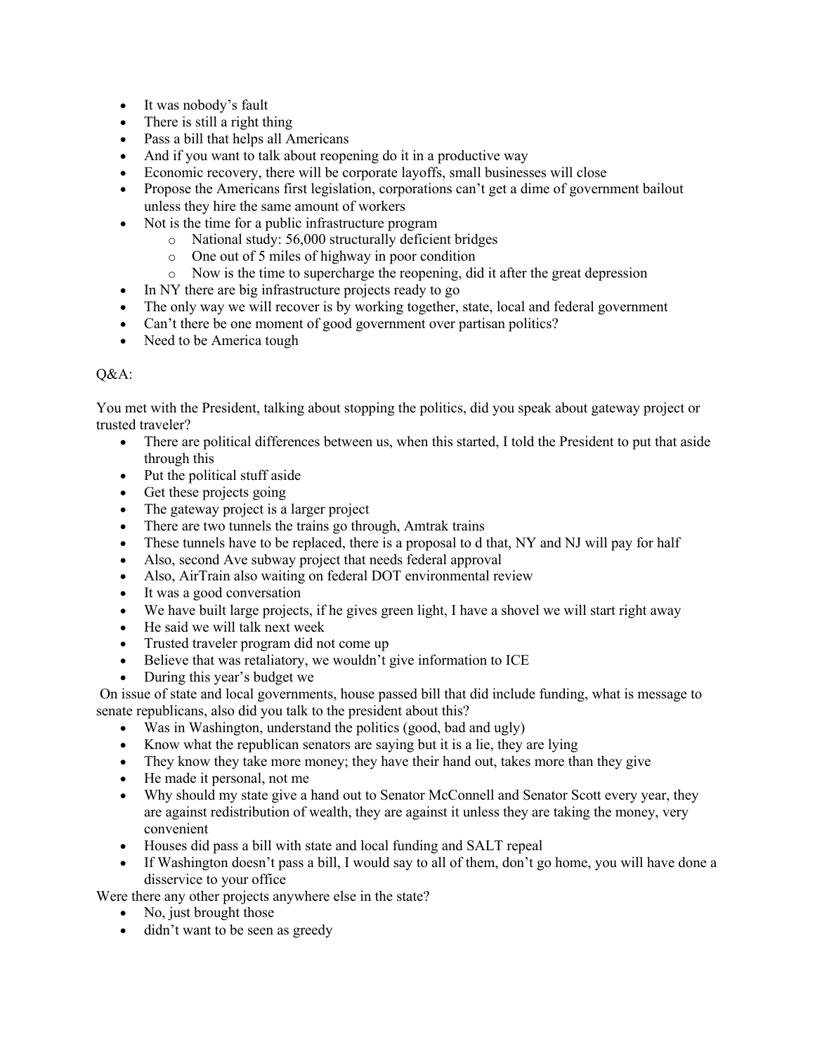- It was nobody's fault
- There is still a right thing
- Pass a bill that helps all Americans
- And if you want to talk about reopening do it in a productive way
- Economic recovery, there will be corporate layoffs, small businesses will close
- Propose the Americans first legislation, corporations can't get a dime of government bailout unless they hire the same amount of workers
- Not is the time for a public infrastructure program
    - National study: 56,000 structurally deficient bridges
    - One out of 5 miles of highway in poor condition
    - Now is the time to supercharge the reopening, did it after the great depression
- In NY there are big infrastructure projects ready to go
- The only way we will recover is by working together, state, local and federal government
- Can't there be one moment of good government over partisan politics?
- Need to be America tough

Q&A:

You met with the President, talking about stopping the politics, did you speak about gateway project or trusted traveler?

- There are political differences between us, when this started, I told the President to put that aside through this
- Put the political stuff aside
- Get these projects going
- The gateway project is a larger project
- There are two tunnels the trains go through, Amtrak trains
- These tunnels have to be replaced, there is a proposal to d that, NY and NJ will pay for half
- Also, second Ave subway project that needs federal approval
- Also, AirTrain also waiting on federal DOT environmental review
- It was a good conversation
- We have built large projects, if he gives green light, I have a shovel we will start right away
- He said we will talk next week
- Trusted traveler program did not come up
- Believe that was retaliatory, we wouldn't give information to ICE
- During this year's budget we

On issue of state and local governments, house passed bill that did include funding, what is message to senate republicans, also did you talk to the president about this?

- Was in Washington, understand the politics (good, bad and ugly)
- Know what the republican senators are saying but it is a lie, they are lying
- They know they take more money; they have their hand out, takes more than they give
- He made it personal, not me
- Why should my state give a hand out to Senator McConnell and Senator Scott every year, they are against redistribution of wealth, they are against it unless they are taking the money, very convenient
- Houses did pass a bill with state and local funding and SALT repeal
- If Washington doesn't pass a bill, I would say to all of them, don't go home, you will have done a disservice to your office

Were there any other projects anywhere else in the state?

- No, just brought those
- didn't want to be seen as greedy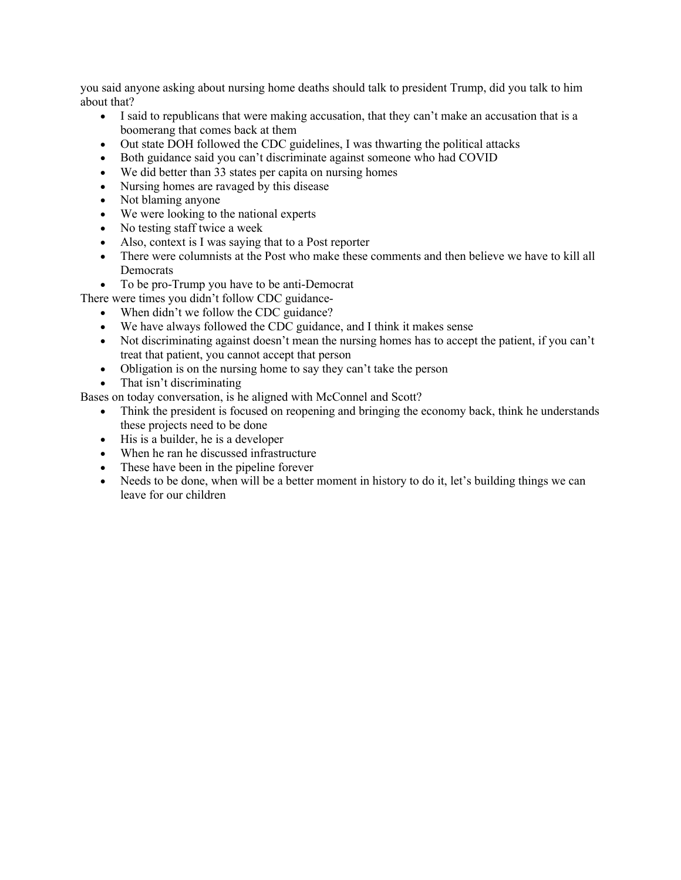you said anyone asking about nursing home deaths should talk to president Trump, did you talk to him about that?

- I said to republicans that were making accusation, that they can't make an accusation that is a boomerang that comes back at them
- Out state DOH followed the CDC guidelines, I was thwarting the political attacks
- Both guidance said you can't discriminate against someone who had COVID
- We did better than 33 states per capita on nursing homes
- Nursing homes are ravaged by this disease
- Not blaming anyone
- We were looking to the national experts
- No testing staff twice a week
- Also, context is I was saying that to a Post reporter
- There were columnists at the Post who make these comments and then believe we have to kill all Democrats
- To be pro-Trump you have to be anti-Democrat

There were times you didn't follow CDC guidance-

- When didn't we follow the CDC guidance?
- We have always followed the CDC guidance, and I think it makes sense
- Not discriminating against doesn't mean the nursing homes has to accept the patient, if you can't treat that patient, you cannot accept that person
- Obligation is on the nursing home to say they can't take the person
- That isn't discriminating

Bases on today conversation, is he aligned with McConnel and Scott?

- Think the president is focused on reopening and bringing the economy back, think he understands these projects need to be done
- His is a builder, he is a developer
- When he ran he discussed infrastructure
- These have been in the pipeline forever
- Needs to be done, when will be a better moment in history to do it, let's building things we can leave for our children